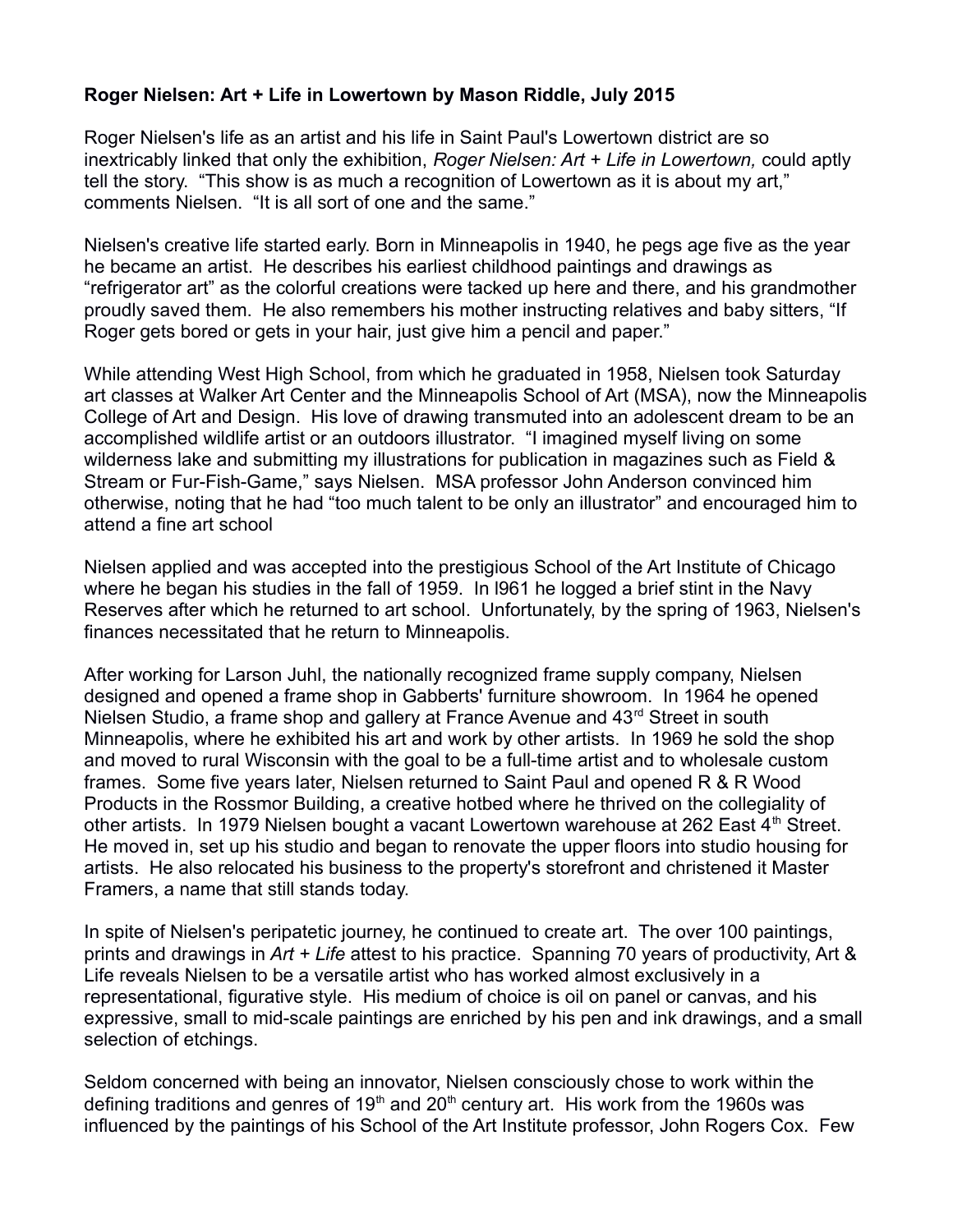**Roger Nielsen: Art + Life in Lowertown by Mason Riddle, July 2015**

Roger Nielsen's life as an artist and his life in Saint Paul's Lowertown district are so inextricably linked that only the exhibition, *Roger Nielsen: Art + Life in Lowertown,* could aptly tell the story. "This show is as much a recognition of Lowertown as it is about my art," comments Nielsen. "It is all sort of one and the same."

Nielsen's creative life started early. Born in Minneapolis in 1940, he pegs age five as the year he became an artist. He describes his earliest childhood paintings and drawings as "refrigerator art" as the colorful creations were tacked up here and there, and his grandmother proudly saved them. He also remembers his mother instructing relatives and baby sitters, "If Roger gets bored or gets in your hair, just give him a pencil and paper."

While attending West High School, from which he graduated in 1958, Nielsen took Saturday art classes at Walker Art Center and the Minneapolis School of Art (MSA), now the Minneapolis College of Art and Design. His love of drawing transmuted into an adolescent dream to be an accomplished wildlife artist or an outdoors illustrator. "I imagined myself living on some wilderness lake and submitting my illustrations for publication in magazines such as Field & Stream or Fur-Fish-Game," says Nielsen. MSA professor John Anderson convinced him otherwise, noting that he had "too much talent to be only an illustrator" and encouraged him to attend a fine art school

Nielsen applied and was accepted into the prestigious School of the Art Institute of Chicago where he began his studies in the fall of 1959. In l961 he logged a brief stint in the Navy Reserves after which he returned to art school. Unfortunately, by the spring of 1963, Nielsen's finances necessitated that he return to Minneapolis.

After working for Larson Juhl, the nationally recognized frame supply company, Nielsen designed and opened a frame shop in Gabberts' furniture showroom. In 1964 he opened Nielsen Studio, a frame shop and gallery at France Avenue and 43rd Street in south Minneapolis, where he exhibited his art and work by other artists. In 1969 he sold the shop and moved to rural Wisconsin with the goal to be a full-time artist and to wholesale custom frames. Some five years later, Nielsen returned to Saint Paul and opened R & R Wood Products in the Rossmor Building, a creative hotbed where he thrived on the collegiality of other artists. In 1979 Nielsen bought a vacant Lowertown warehouse at 262 East 4th Street. He moved in, set up his studio and began to renovate the upper floors into studio housing for artists. He also relocated his business to the property's storefront and christened it Master Framers, a name that still stands today.

In spite of Nielsen's peripatetic journey, he continued to create art. The over 100 paintings, prints and drawings in *Art + Life* attest to his practice. Spanning 70 years of productivity, Art & Life reveals Nielsen to be a versatile artist who has worked almost exclusively in a representational, figurative style. His medium of choice is oil on panel or canvas, and his expressive, small to mid-scale paintings are enriched by his pen and ink drawings, and a small selection of etchings.

Seldom concerned with being an innovator, Nielsen consciously chose to work within the defining traditions and genres of 19th and 20th century art. His work from the 1960s was influenced by the paintings of his School of the Art Institute professor, John Rogers Cox. Few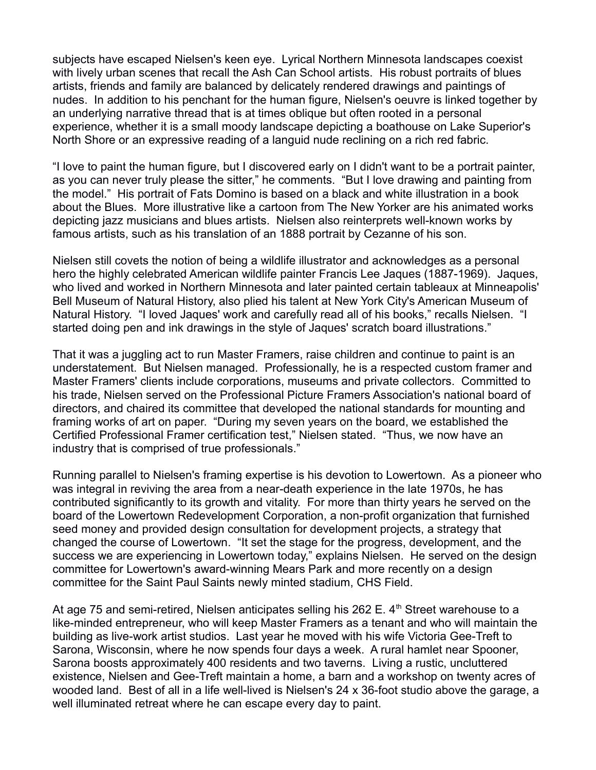subjects have escaped Nielsen's keen eye. Lyrical Northern Minnesota landscapes coexist with lively urban scenes that recall the Ash Can School artists. His robust portraits of blues artists, friends and family are balanced by delicately rendered drawings and paintings of nudes. In addition to his penchant for the human figure, Nielsen's oeuvre is linked together by an underlying narrative thread that is at times oblique but often rooted in a personal experience, whether it is a small moody landscape depicting a boathouse on Lake Superior's North Shore or an expressive reading of a languid nude reclining on a rich red fabric.

"I love to paint the human figure, but I discovered early on I didn't want to be a portrait painter, as you can never truly please the sitter," he comments. "But I love drawing and painting from the model." His portrait of Fats Domino is based on a black and white illustration in a book about the Blues. More illustrative like a cartoon from The New Yorker are his animated works depicting jazz musicians and blues artists. Nielsen also reinterprets well-known works by famous artists, such as his translation of an 1888 portrait by Cezanne of his son.

Nielsen still covets the notion of being a wildlife illustrator and acknowledges as a personal hero the highly celebrated American wildlife painter Francis Lee Jaques (1887-1969). Jaques, who lived and worked in Northern Minnesota and later painted certain tableaux at Minneapolis' Bell Museum of Natural History, also plied his talent at New York City's American Museum of Natural History. "I loved Jaques' work and carefully read all of his books," recalls Nielsen. "I started doing pen and ink drawings in the style of Jaques' scratch board illustrations."

That it was a juggling act to run Master Framers, raise children and continue to paint is an understatement. But Nielsen managed. Professionally, he is a respected custom framer and Master Framers' clients include corporations, museums and private collectors. Committed to his trade, Nielsen served on the Professional Picture Framers Association's national board of directors, and chaired its committee that developed the national standards for mounting and framing works of art on paper. "During my seven years on the board, we established the Certified Professional Framer certification test," Nielsen stated. "Thus, we now have an industry that is comprised of true professionals."

Running parallel to Nielsen's framing expertise is his devotion to Lowertown. As a pioneer who was integral in reviving the area from a near-death experience in the late 1970s, he has contributed significantly to its growth and vitality. For more than thirty years he served on the board of the Lowertown Redevelopment Corporation, a non-profit organization that furnished seed money and provided design consultation for development projects, a strategy that changed the course of Lowertown. "It set the stage for the progress, development, and the success we are experiencing in Lowertown today," explains Nielsen. He served on the design committee for Lowertown's award-winning Mears Park and more recently on a design committee for the Saint Paul Saints newly minted stadium, CHS Field.

At age 75 and semi-retired, Nielsen anticipates selling his 262 E. 4th Street warehouse to a like-minded entrepreneur, who will keep Master Framers as a tenant and who will maintain the building as live-work artist studios. Last year he moved with his wife Victoria Gee-Treft to Sarona, Wisconsin, where he now spends four days a week. A rural hamlet near Spooner, Sarona boosts approximately 400 residents and two taverns. Living a rustic, uncluttered existence, Nielsen and Gee-Treft maintain a home, a barn and a workshop on twenty acres of wooded land. Best of all in a life well-lived is Nielsen's 24 x 36-foot studio above the garage, a well illuminated retreat where he can escape every day to paint.